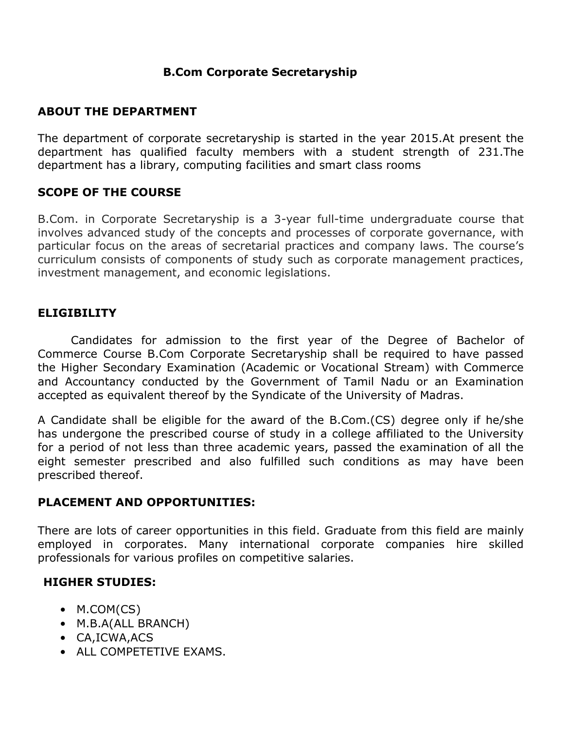# B.Com Corporate Secretaryship

## ABOUT THE DEPARTMENT

The department of corporate secretaryship is started in the year 2015.At present the department has qualified faculty members with a student strength of 231.The department has a library, computing facilities and smart class rooms

## SCOPE OF THE COURSE

B.Com. in Corporate Secretaryship is a 3-year full-time undergraduate course that involves advanced study of the concepts and processes of corporate governance, with particular focus on the areas of secretarial practices and company laws. The course's curriculum consists of components of study such as corporate management practices, investment management, and economic legislations.

## ELIGIBILITY

Candidates for admission to the first year of the Degree of Bachelor of Commerce Course B.Com Corporate Secretaryship shall be required to have passed the Higher Secondary Examination (Academic or Vocational Stream) with Commerce and Accountancy conducted by the Government of Tamil Nadu or an Examination accepted as equivalent thereof by the Syndicate of the University of Madras.

A Candidate shall be eligible for the award of the B.Com.(CS) degree only if he/she has undergone the prescribed course of study in a college affiliated to the University for a period of not less than three academic years, passed the examination of all the eight semester prescribed and also fulfilled such conditions as may have been prescribed thereof.

## PLACEMENT AND OPPORTUNITIES:

There are lots of career opportunities in this field. Graduate from this field are mainly employed in corporates. Many international corporate companies hire skilled professionals for various profiles on competitive salaries.

## HIGHER STUDIES:

- M.COM(CS)
- M.B.A(ALL BRANCH)
- CA,ICWA,ACS
- ALL COMPETETIVE EXAMS.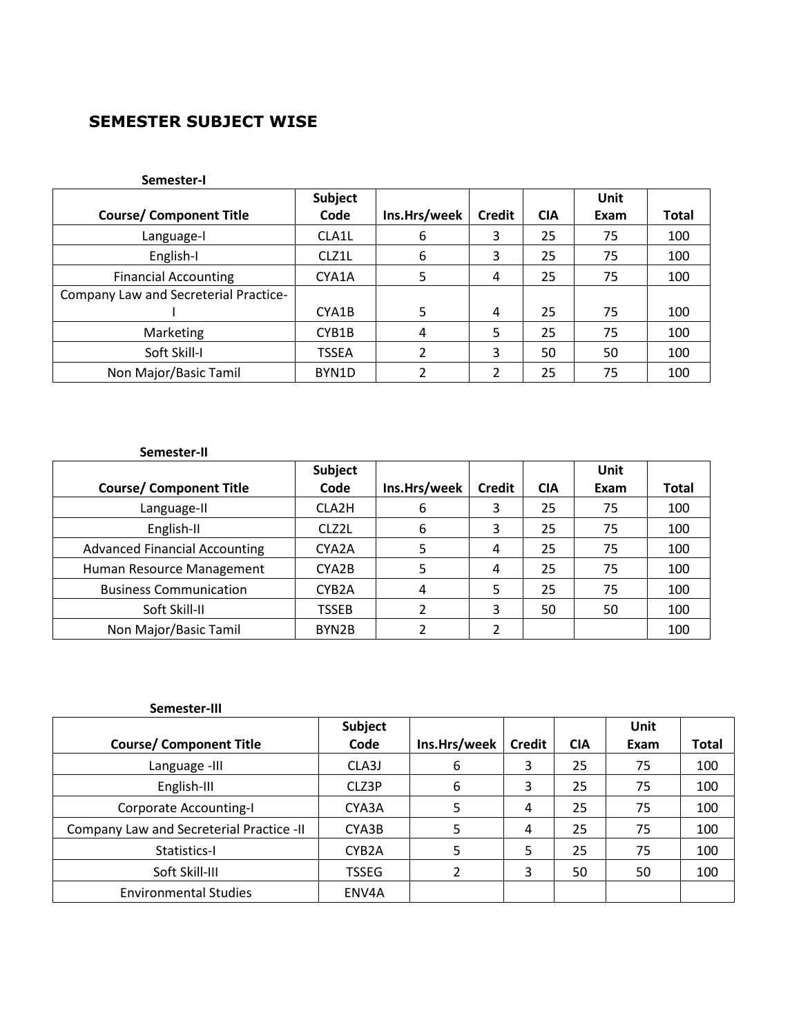## SEMESTER SUBJECT WISE

**Semester-I**

| Course/ Component Title | Subject Code | Ins.Hrs/week | Credit | CIA | Unit Exam | Total |
|---|---|---|---|---|---|---|
| Language-I | CLA1L | 6 | 3 | 25 | 75 | 100 |
| English-I | CLZ1L | 6 | 3 | 25 | 75 | 100 |
| Financial Accounting | CYA1A | 5 | 4 | 25 | 75 | 100 |
| Company Law and Secreterial Practice-I | CYA1B | 5 | 4 | 25 | 75 | 100 |
| Marketing | CYB1B | 4 | 5 | 25 | 75 | 100 |
| Soft Skill-I | TSSEA | 2 | 3 | 50 | 50 | 100 |
| Non Major/Basic Tamil | BYN1D | 2 | 2 | 25 | 75 | 100 |

**Semester-II**

| Course/ Component Title | Subject Code | Ins.Hrs/week | Credit | CIA | Unit Exam | Total |
|---|---|---|---|---|---|---|
| Language-II | CLA2H | 6 | 3 | 25 | 75 | 100 |
| English-II | CLZ2L | 6 | 3 | 25 | 75 | 100 |
| Advanced Financial Accounting | CYA2A | 5 | 4 | 25 | 75 | 100 |
| Human Resource Management | CYA2B | 5 | 4 | 25 | 75 | 100 |
| Business Communication | CYB2A | 4 | 5 | 25 | 75 | 100 |
| Soft Skill-II | TSSEB | 2 | 3 | 50 | 50 | 100 |
| Non Major/Basic Tamil | BYN2B | 2 | 2 | | | 100 |

**Semester-III**

| Course/ Component Title | Subject Code | Ins.Hrs/week | Credit | CIA | Unit Exam | Total |
|---|---|---|---|---|---|---|
| Language -III | CLA3J | 6 | 3 | 25 | 75 | 100 |
| English-III | CLZ3P | 6 | 3 | 25 | 75 | 100 |
| Corporate Accounting-I | CYA3A | 5 | 4 | 25 | 75 | 100 |
| Company Law and Secreterial Practice -II | CYA3B | 5 | 4 | 25 | 75 | 100 |
| Statistics-I | CYB2A | 5 | 5 | 25 | 75 | 100 |
| Soft Skill-III | TSSEG | 2 | 3 | 50 | 50 | 100 |
| Environmental Studies | ENV4A | | | | | |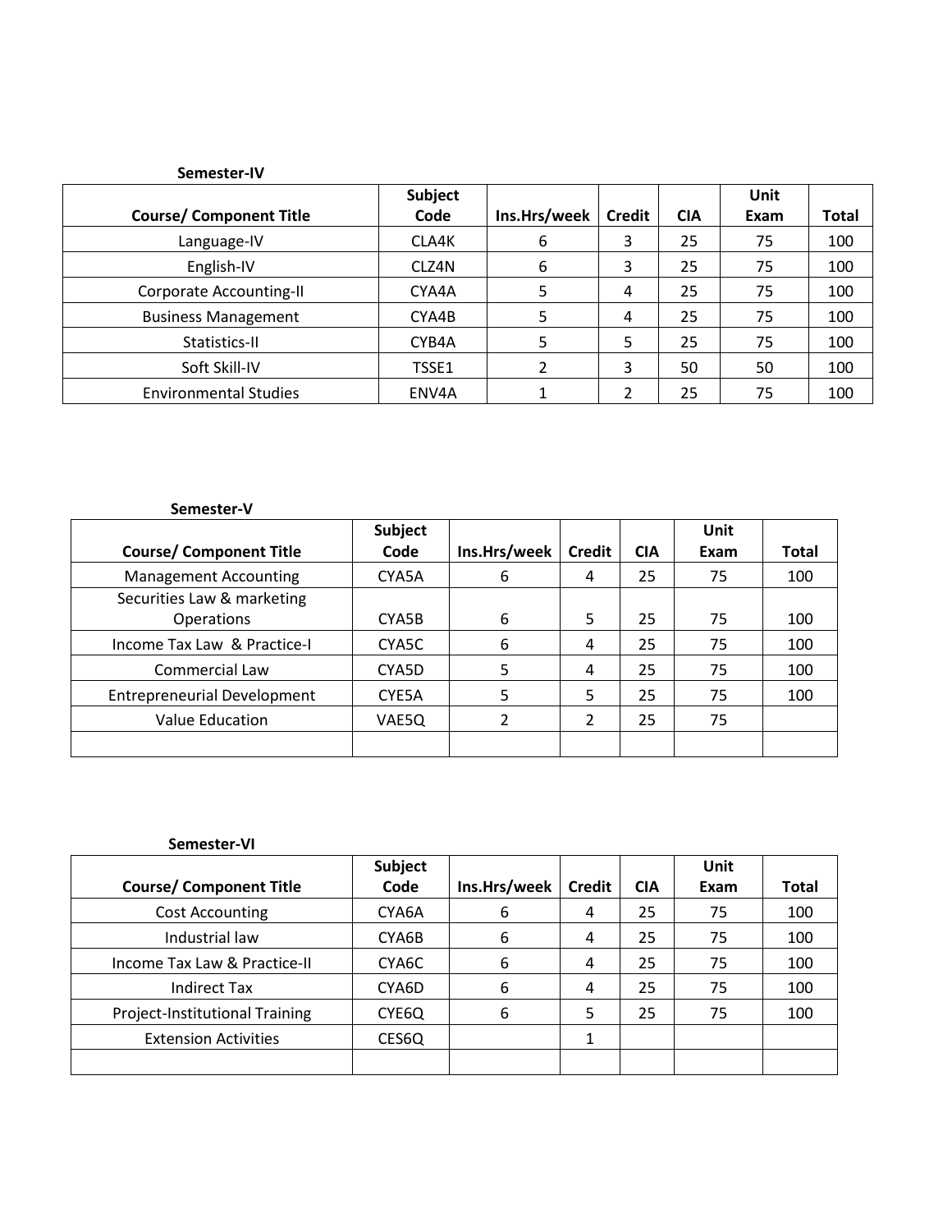**Semester-IV**

| Course/ Component Title | Subject Code | Ins.Hrs/week | Credit | CIA | Unit Exam | Total |
|---|---|---|---|---|---|---|
| Language-IV | CLA4K | 6 | 3 | 25 | 75 | 100 |
| English-IV | CLZ4N | 6 | 3 | 25 | 75 | 100 |
| Corporate Accounting-II | CYA4A | 5 | 4 | 25 | 75 | 100 |
| Business Management | CYA4B | 5 | 4 | 25 | 75 | 100 |
| Statistics-II | CYB4A | 5 | 5 | 25 | 75 | 100 |
| Soft Skill-IV | TSSE1 | 2 | 3 | 50 | 50 | 100 |
| Environmental Studies | ENV4A | 1 | 2 | 25 | 75 | 100 |

**Semester-V**

| Course/ Component Title | Subject Code | Ins.Hrs/week | Credit | CIA | Unit Exam | Total |
|---|---|---|---|---|---|---|
| Management Accounting | CYA5A | 6 | 4 | 25 | 75 | 100 |
| Securities Law & marketing Operations | CYA5B | 6 | 5 | 25 | 75 | 100 |
| Income Tax Law & Practice-I | CYA5C | 6 | 4 | 25 | 75 | 100 |
| Commercial Law | CYA5D | 5 | 4 | 25 | 75 | 100 |
| Entrepreneurial Development | CYE5A | 5 | 5 | 25 | 75 | 100 |
| Value Education | VAE5Q | 2 | 2 | 25 | 75 | |
| | | | | | | |

**Semester-VI**

| Course/ Component Title | Subject Code | Ins.Hrs/week | Credit | CIA | Unit Exam | Total |
|---|---|---|---|---|---|---|
| Cost Accounting | CYA6A | 6 | 4 | 25 | 75 | 100 |
| Industrial law | CYA6B | 6 | 4 | 25 | 75 | 100 |
| Income Tax Law & Practice-II | CYA6C | 6 | 4 | 25 | 75 | 100 |
| Indirect Tax | CYA6D | 6 | 4 | 25 | 75 | 100 |
| Project-Institutional Training | CYE6Q | 6 | 5 | 25 | 75 | 100 |
| Extension Activities | CES6Q | | 1 | | | |
| | | | | | | |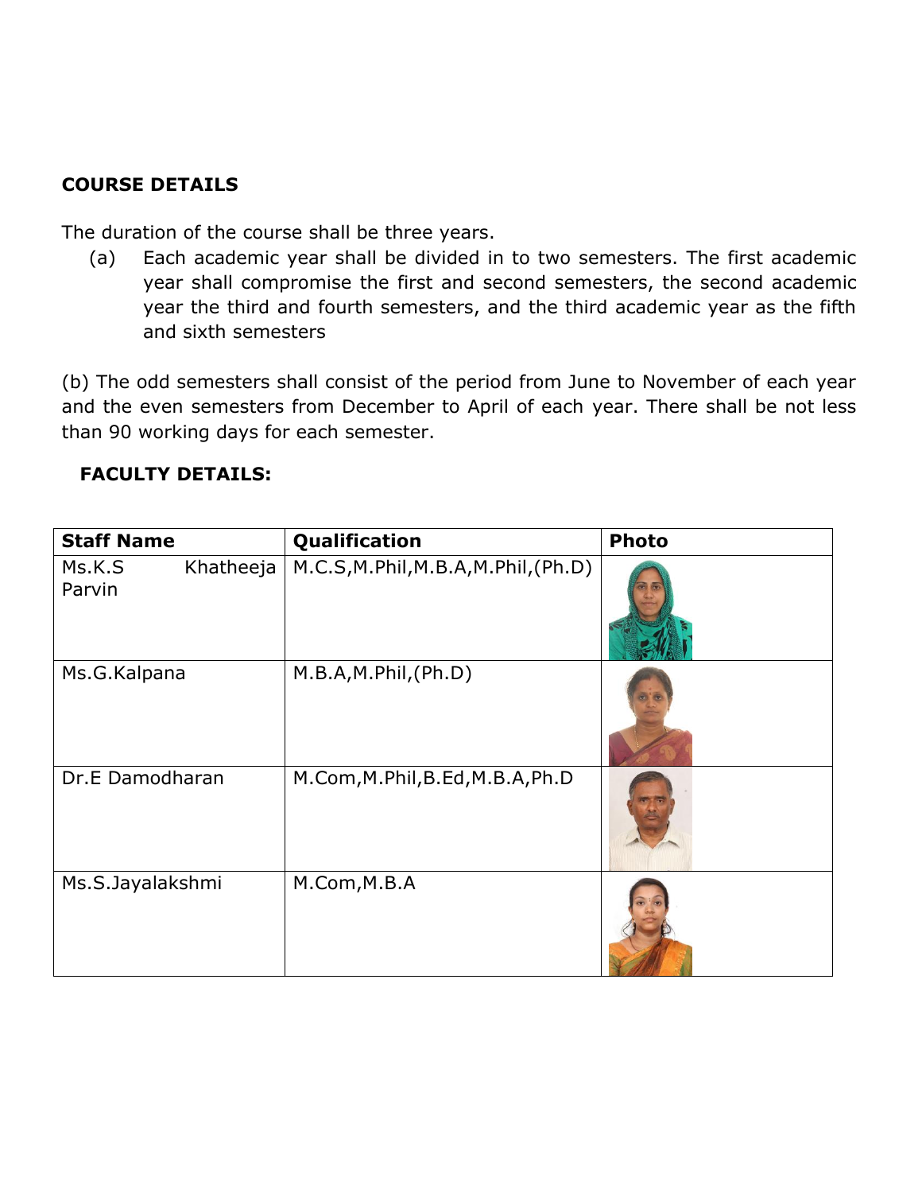## COURSE DETAILS

The duration of the course shall be three years.

(a) Each academic year shall be divided in to two semesters. The first academic year shall compromise the first and second semesters, the second academic year the third and fourth semesters, and the third academic year as the fifth and sixth semesters

(b) The odd semesters shall consist of the period from June to November of each year and the even semesters from December to April of each year. There shall be not less than 90 working days for each semester.

## FACULTY DETAILS:

| Staff Name | Qualification | Photo |
|---|---|---|
| Ms.K.S Khatheeja Parvin | M.C.S,M.Phil,M.B.A,M.Phil,(Ph.D) | |
| Ms.G.Kalpana | M.B.A,M.Phil,(Ph.D) | |
| Dr.E Damodharan | M.Com,M.Phil,B.Ed,M.B.A,Ph.D | |
| Ms.S.Jayalakshmi | M.Com,M.B.A | |